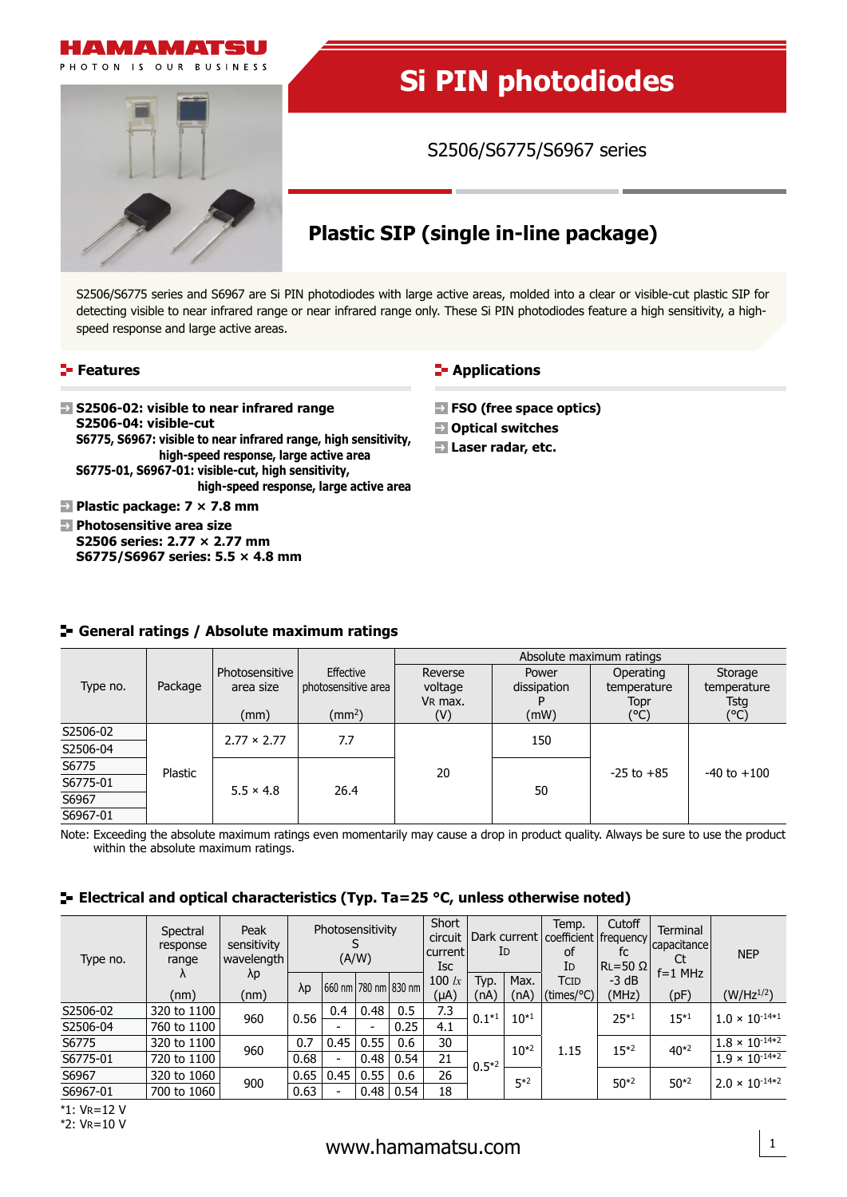HAMAMATSU

PHOTON IS OUR BUSINESS

# Si PIN photodiodes

S2506/S6775/S6967 series

## Plastic SIP (single in-line package)

S2506/S6775 series and S6967 are Si PIN photodiodes with large active areas, molded into a clear or visible-cut plastic SIP for detecting visible to near infrared range or near infrared range only. These Si PIN photodiodes feature a high sensitivity, a high-speed response and large active areas.

### Features

- **S2506-02: visible to near infrared range**
  **S2506-04: visible-cut**
  **S6775, S6967: visible to near infrared range, high sensitivity, high-speed response, large active area**
  **S6775-01, S6967-01: visible-cut, high sensitivity, high-speed response, large active area**
- **Plastic package: 7 × 7.8 mm**
- **Photosensitive area size**
  **S2506 series: 2.77 × 2.77 mm**
  **S6775/S6967 series: 5.5 × 4.8 mm**

### Applications

- **FSO (free space optics)**
- **Optical switches**
- **Laser radar, etc.**

### General ratings / Absolute maximum ratings

| Type no. | Package | Photosensitive area size (mm) | Effective photosensitive area (mm²) | Absolute maximum ratings | | | |
|---|---|---|---|---|---|---|---|
| | | | | Reverse voltage VR max. (V) | Power dissipation P (mW) | Operating temperature Topr (°C) | Storage temperature Tstg (°C) |
| S2506-02 | Plastic | 2.77 × 2.77 | 7.7 | 20 | 150 | -25 to +85 | -40 to +100 |
| S2506-04 | | | | | | | |
| S6775 | | 5.5 × 4.8 | 26.4 | | 50 | | |
| S6775-01 | | | | | | | |
| S6967 | | | | | | | |
| S6967-01 | | | | | | | |

Note: Exceeding the absolute maximum ratings even momentarily may cause a drop in product quality. Always be sure to use the product within the absolute maximum ratings.

### Electrical and optical characteristics (Typ. Ta=25 °C, unless otherwise noted)

| Type no. | Spectral response range λ (nm) | Peak sensitivity wavelength λp (nm) | Photosensitivity S (A/W) | | | | Short circuit current Isc 100 lx (µA) | Dark current ID | | Temp. coefficient of ID TCID (times/°C) | Cutoff frequency fc RL=50 Ω -3 dB (MHz) | Terminal capacitance Ct f=1 MHz (pF) | NEP (W/Hz^1/2) |
|---|---|---|---|---|---|---|---|---|---|---|---|---|---|
| | | | λp | 660 nm | 780 nm | 830 nm | | Typ. (nA) | Max. (nA) | | | | |
| S2506-02 | 320 to 1100 | 960 | 0.56 | 0.4 | 0.48 | 0.5 | 7.3 | 0.1*1 | 10*1 | 1.15 | 25*1 | 15*1 | $1.0 \times 10^{-14}$*1 |
| S2506-04 | 760 to 1100 | | | - | - | 0.25 | 4.1 | | | | | | |
| S6775 | 320 to 1100 | 960 | 0.7 | 0.45 | 0.55 | 0.6 | 30 | 0.5*2 | 10*2 | | 15*2 | 40*2 | $1.8 \times 10^{-14}$*2 |
| S6775-01 | 720 to 1100 | | 0.68 | - | 0.48 | 0.54 | 21 | | | | | | $1.9 \times 10^{-14}$*2 |
| S6967 | 320 to 1060 | 900 | 0.65 | 0.45 | 0.55 | 0.6 | 26 | | 5*2 | | 50*2 | 50*2 | $2.0 \times 10^{-14}$*2 |
| S6967-01 | 700 to 1060 | | 0.63 | - | 0.48 | 0.54 | 18 | | | | | | |

*1: VR=12 V
*2: VR=10 V

www.hamamatsu.com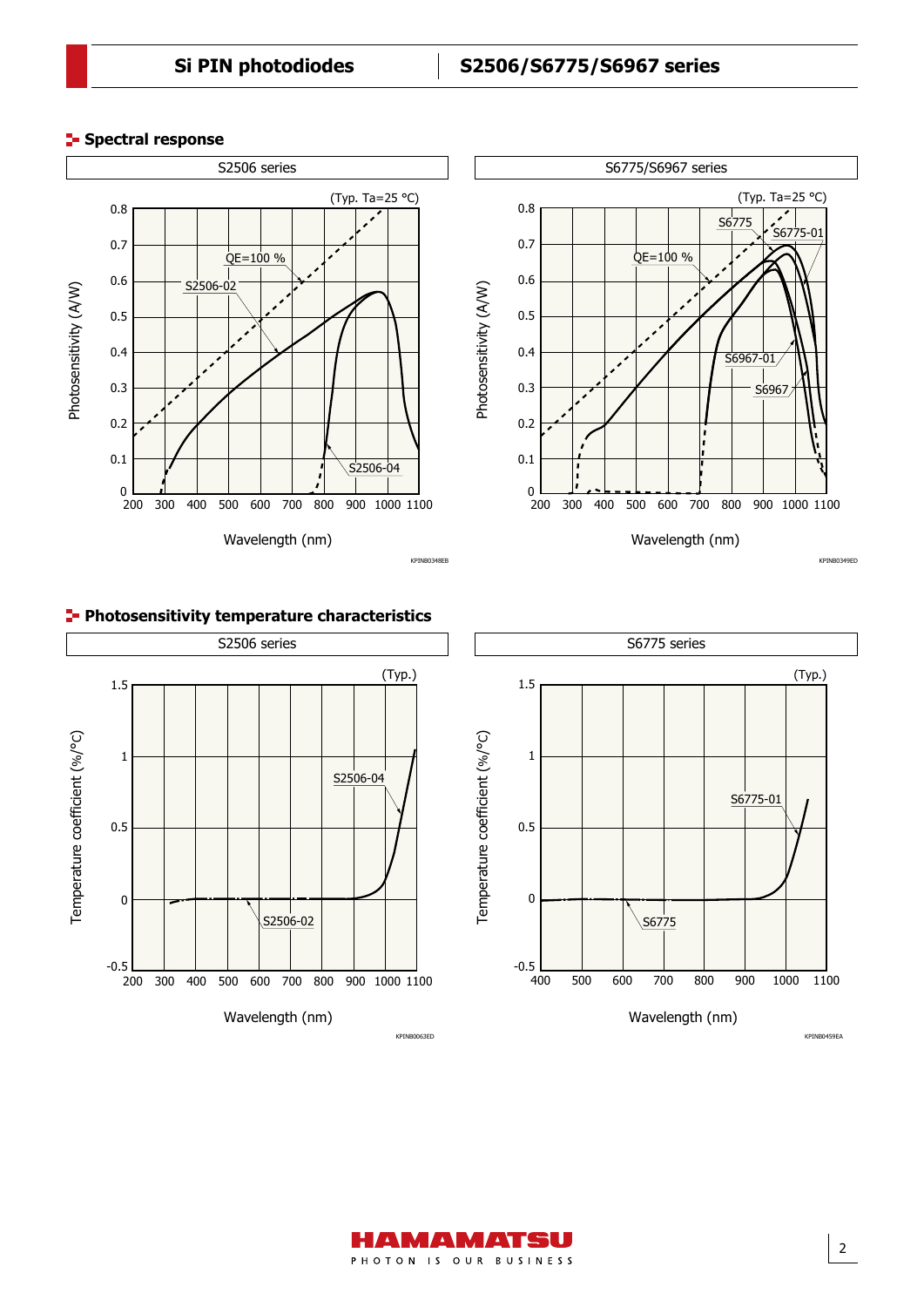## Spectral response

S2506 series

(Typ. Ta=25 °C)

Photosensitivity (A/W)

QE=100 %

S2506-02

S2506-04

Wavelength (nm)

KPINB0348EB

S6775/S6967 series

(Typ. Ta=25 °C)

Photosensitivity (A/W)

S6775

S6775-01

QE=100 %

S6967-01

S6967

Wavelength (nm)

KPINB0349ED

## Photosensitivity temperature characteristics

S2506 series

(Typ.)

Temperature coefficient (%/°C)

S2506-04

S2506-02

Wavelength (nm)

KPINB0063ED

S6775 series

(Typ.)

Temperature coefficient (%/°C)

S6775-01

S6775

Wavelength (nm)

KPINB0459EA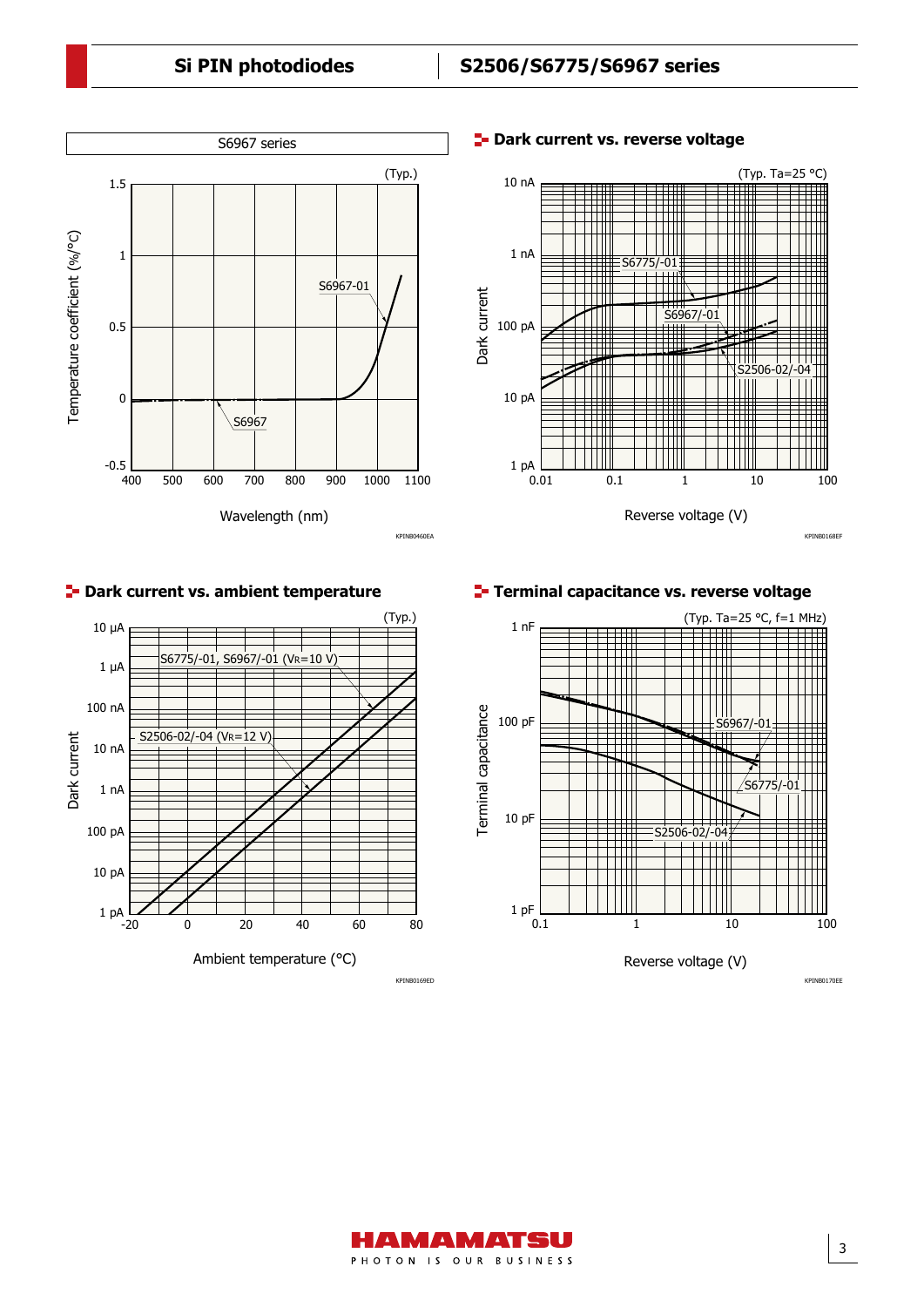## S6967 series

(Typ.)

Temperature coefficient (%/°C) vs. Wavelength (nm)

S6967-01

S6967

KPINB0460EA

## Dark current vs. reverse voltage

(Typ. Ta=25 °C)

Dark current vs. Reverse voltage (V)

S6775/-01

S6967/-01

S2506-02/-04

KPINB0168EF

## Dark current vs. ambient temperature

(Typ.)

Dark current vs. Ambient temperature (°C)

S6775/-01, S6967/-01 ($V_R$=10 V)

S2506-02/-04 ($V_R$=12 V)

KPINB0169ED

## Terminal capacitance vs. reverse voltage

(Typ. Ta=25 °C, f=1 MHz)

Terminal capacitance vs. Reverse voltage (V)

S6967/-01

S6775/-01

S2506-02/-04

KPINB0170EE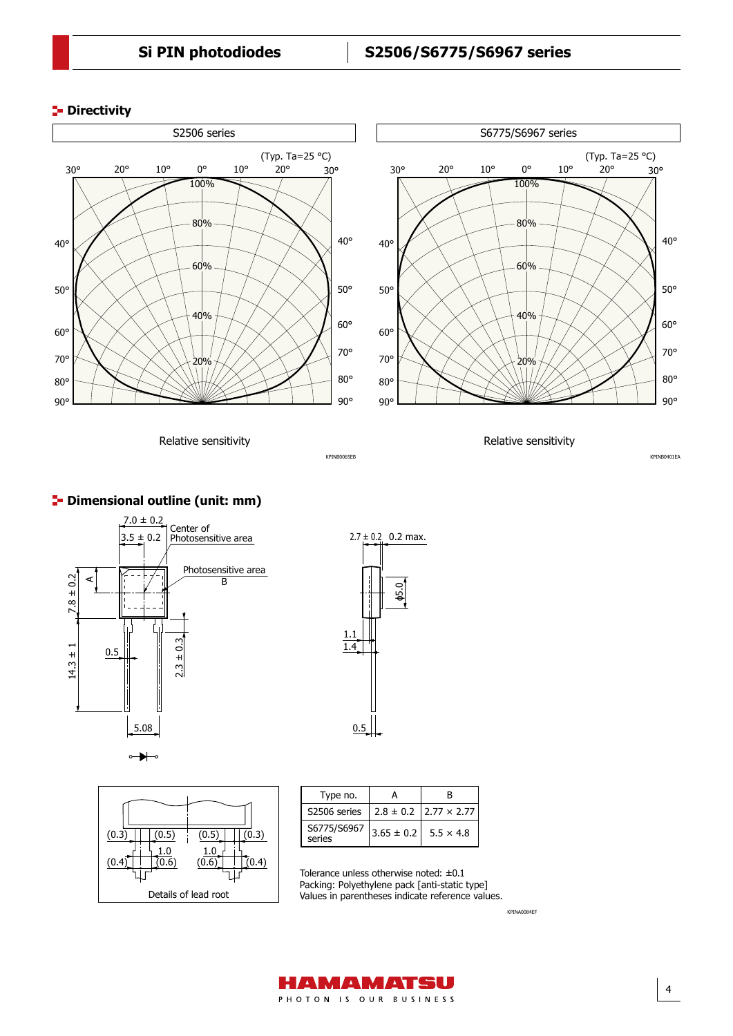## Directivity

S2506 series

(Typ. Ta=25 °C)

Relative sensitivity

KPINB0065EB

S6775/S6967 series

(Typ. Ta=25 °C)

Relative sensitivity

KPINB0401EA

## Dimensional outline (unit: mm)

| Type no. | A | B |
|---|---|---|
| S2506 series | 2.8 ± 0.2 | 2.77 × 2.77 |
| S6775/S6967 series | 3.65 ± 0.2 | 5.5 × 4.8 |

Tolerance unless otherwise noted: ±0.1
Packing: Polyethylene pack [anti-static type]
Values in parentheses indicate reference values.

KPINA0084EF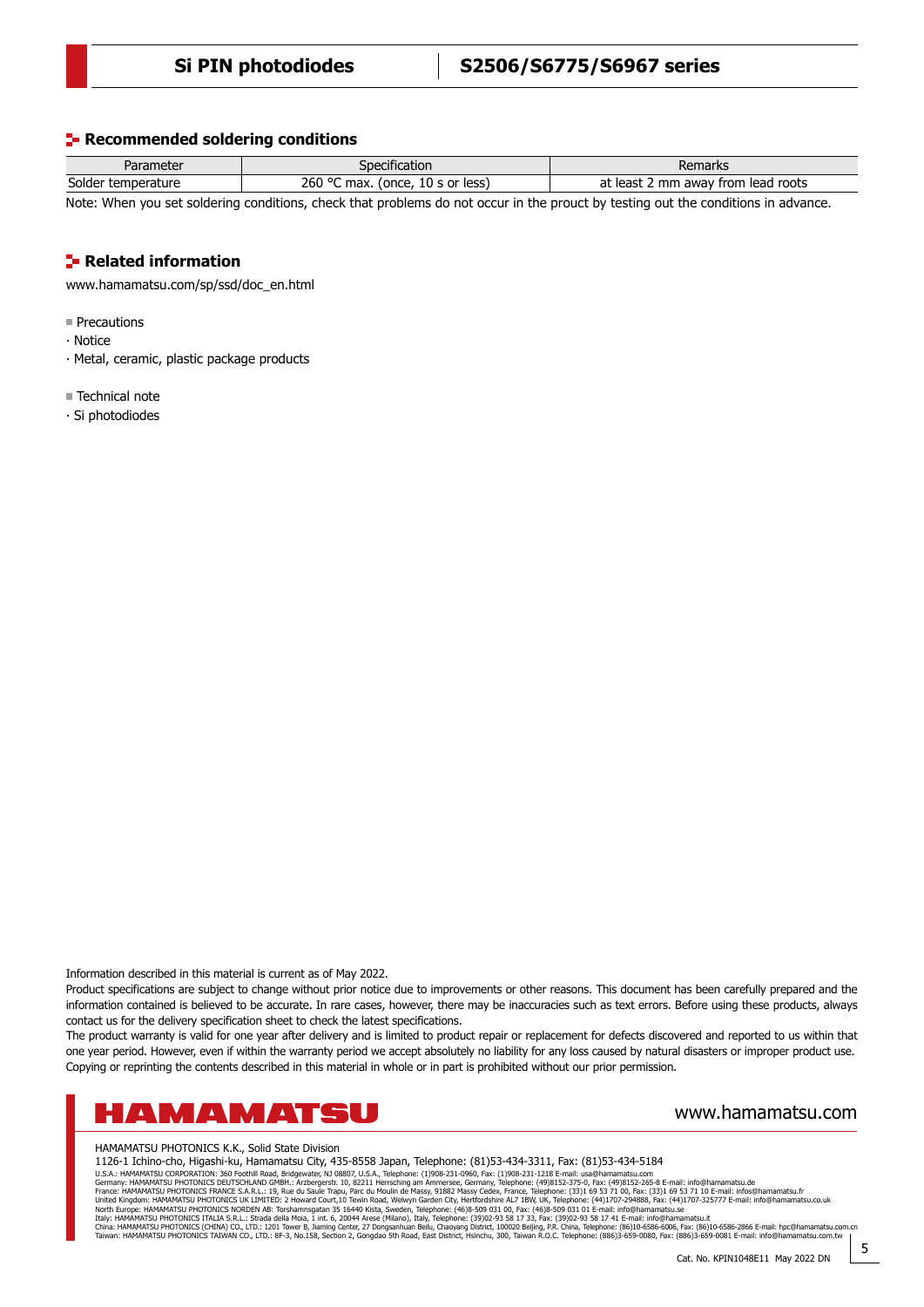## Recommended soldering conditions

| Parameter | Specification | Remarks |
| --- | --- | --- |
| Solder temperature | 260 °C max. (once, 10 s or less) | at least 2 mm away from lead roots |

Note: When you set soldering conditions, check that problems do not occur in the prouct by testing out the conditions in advance.

## Related information

www.hamamatsu.com/sp/ssd/doc_en.html

■ Precautions
· Notice
· Metal, ceramic, plastic package products

■ Technical note
· Si photodiodes

Information described in this material is current as of May 2022.

Product specifications are subject to change without prior notice due to improvements or other reasons. This document has been carefully prepared and the information contained is believed to be accurate. In rare cases, however, there may be inaccuracies such as text errors. Before using these products, always contact us for the delivery specification sheet to check the latest specifications.

The product warranty is valid for one year after delivery and is limited to product repair or replacement for defects discovered and reported to us within that one year period. However, even if within the warranty period we accept absolutely no liability for any loss caused by natural disasters or improper product use.

Copying or reprinting the contents described in this material in whole or in part is prohibited without our prior permission.

HAMAMATSU

www.hamamatsu.com

HAMAMATSU PHOTONICS K.K., Solid State Division
1126-1 Ichino-cho, Higashi-ku, Hamamatsu City, 435-8558 Japan, Telephone: (81)53-434-3311, Fax: (81)53-434-5184
U.S.A.: HAMAMATSU CORPORATION: 360 Foothill Road, Bridgewater, NJ 08807, U.S.A., Telephone: (1)908-231-0960, Fax: (1)908-231-1218 E-mail: usa@hamamatsu.com
Germany: HAMAMATSU PHOTONICS DEUTSCHLAND GMBH.: Arzbergerstr. 10, 82211 Herrsching am Ammersee, Germany, Telephone: (49)8152-375-0, Fax: (49)8152-265-8 E-mail: info@hamamatsu.de
France: HAMAMATSU PHOTONICS FRANCE S.A.R.L.: 19, Rue du Saule Trapu, Parc du Moulin de Massy, 91882 Massy Cedex, France, Telephone: (33)1 69 53 71 00, Fax: (33)1 69 53 71 10 E-mail: infos@hamamatsu.fr
United Kingdom: HAMAMATSU PHOTONICS UK LIMITED: 2 Howard Court,10 Tewin Road, Welwyn Garden City, Hertfordshire AL7 1BW, UK, Telephone: (44)1707-294888, Fax: (44)1707-325777 E-mail: info@hamamatsu.co.uk
North Europe: HAMAMATSU PHOTONICS NORDEN AB: Torshamnsgatan 35 16440 Kista, Sweden, Telephone: (46)8-509 031 00, Fax: (46)8-509 031 01 E-mail: info@hamamatsu.se
Italy: HAMAMATSU PHOTONICS ITALIA S.R.L.: Strada della Moia, 1 int. 6, 20044 Arese (Milano), Italy, Telephone: (39)02-93 58 17 33, Fax: (39)02-93 58 17 41 E-mail: info@hamamatsu.it
China: HAMAMATSU PHOTONICS (CHINA) CO., LTD.: 1201 Tower B, Jiaming Center, 27 Dongsanhuan Beilu, Chaoyang District, 100020 Beijing, P.R. China, Telephone: (86)10-6586-6006, Fax: (86)10-6586-2866 E-mail: hpc@hamamatsu.com.cn
Taiwan: HAMAMATSU PHOTONICS TAIWAN CO., LTD.: 8F-3, No.158, Section 2, Gongdao 5th Road, East District, Hsinchu, 300, Taiwan R.O.C. Telephone: (886)3-659-0080, Fax: (886)3-659-0081 E-mail: info@hamamatsu.com.tw

Cat. No. KPIN1048E11 May 2022 DN